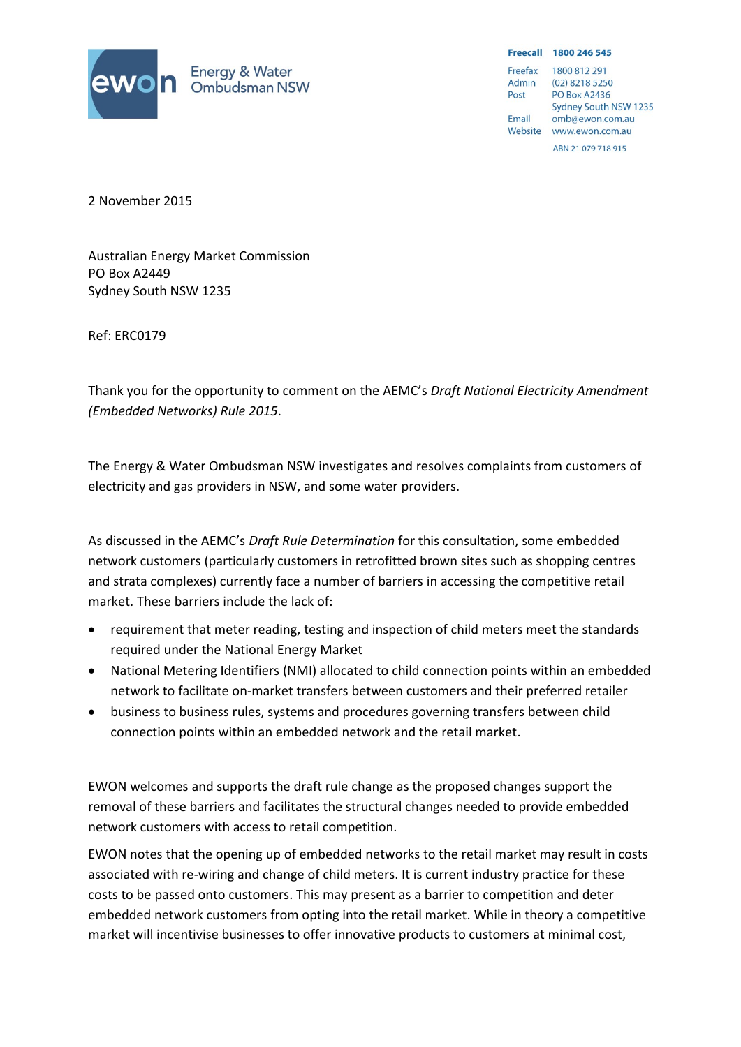**ewon** Energy & Water Ombudsman NSW

**Freecall** **1800 246 545**
Freefax 1800 812 291
Admin (02) 8218 5250
Post PO Box A2436
Sydney South NSW 1235
Email omb@ewon.com.au
Website www.ewon.com.au

ABN 21 079 718 915

2 November 2015

Australian Energy Market Commission
PO Box A2449
Sydney South NSW 1235

Ref: ERC0179

Thank you for the opportunity to comment on the AEMC's *Draft National Electricity Amendment (Embedded Networks) Rule 2015*.

The Energy & Water Ombudsman NSW investigates and resolves complaints from customers of electricity and gas providers in NSW, and some water providers.

As discussed in the AEMC's *Draft Rule Determination* for this consultation, some embedded network customers (particularly customers in retrofitted brown sites such as shopping centres and strata complexes) currently face a number of barriers in accessing the competitive retail market. These barriers include the lack of:

- requirement that meter reading, testing and inspection of child meters meet the standards required under the National Energy Market
- National Metering Identifiers (NMI) allocated to child connection points within an embedded network to facilitate on-market transfers between customers and their preferred retailer
- business to business rules, systems and procedures governing transfers between child connection points within an embedded network and the retail market.

EWON welcomes and supports the draft rule change as the proposed changes support the removal of these barriers and facilitates the structural changes needed to provide embedded network customers with access to retail competition.

EWON notes that the opening up of embedded networks to the retail market may result in costs associated with re-wiring and change of child meters. It is current industry practice for these costs to be passed onto customers. This may present as a barrier to competition and deter embedded network customers from opting into the retail market. While in theory a competitive market will incentivise businesses to offer innovative products to customers at minimal cost,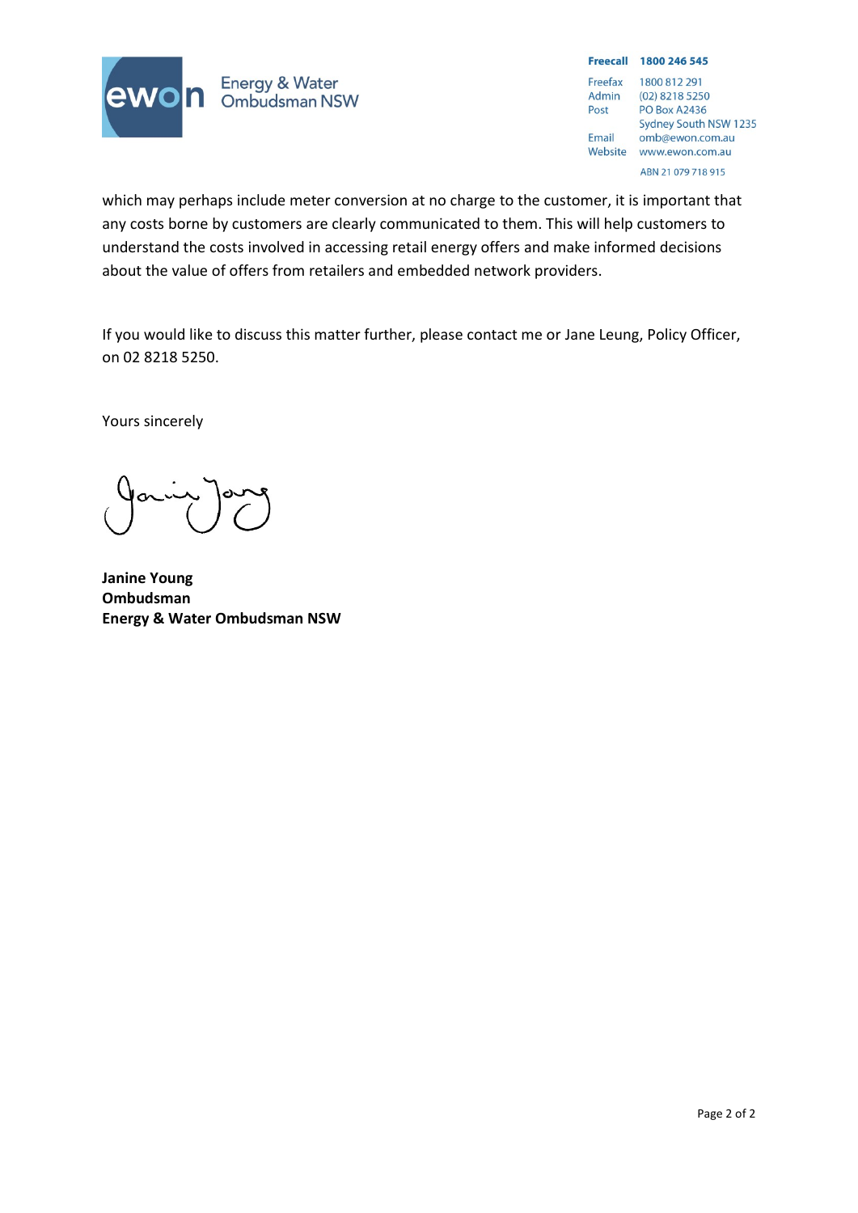which may perhaps include meter conversion at no charge to the customer, it is important that any costs borne by customers are clearly communicated to them. This will help customers to understand the costs involved in accessing retail energy offers and make informed decisions about the value of offers from retailers and embedded network providers.

If you would like to discuss this matter further, please contact me or Jane Leung, Policy Officer, on 02 8218 5250.

Yours sincerely

**Janine Young**
**Ombudsman**
**Energy & Water Ombudsman NSW**